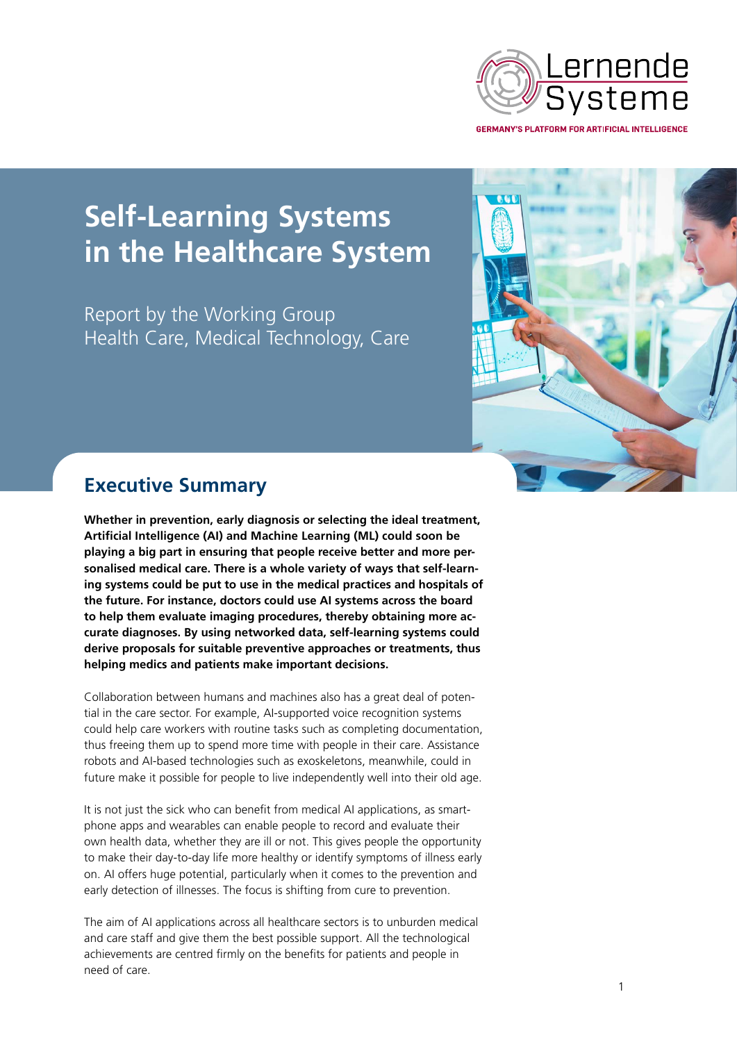Lernende Systeme

GERMANY'S PLATFORM FOR ARTIFICIAL INTELLIGENCE

# Self-Learning Systems in the Healthcare System

Report by the Working Group Health Care, Medical Technology, Care

## Executive Summary

**Whether in prevention, early diagnosis or selecting the ideal treatment, Artificial Intelligence (AI) and Machine Learning (ML) could soon be playing a big part in ensuring that people receive better and more personalised medical care. There is a whole variety of ways that self-learning systems could be put to use in the medical practices and hospitals of the future. For instance, doctors could use AI systems across the board to help them evaluate imaging procedures, thereby obtaining more accurate diagnoses. By using networked data, self-learning systems could derive proposals for suitable preventive approaches or treatments, thus helping medics and patients make important decisions.**

Collaboration between humans and machines also has a great deal of potential in the care sector. For example, AI-supported voice recognition systems could help care workers with routine tasks such as completing documentation, thus freeing them up to spend more time with people in their care. Assistance robots and AI-based technologies such as exoskeletons, meanwhile, could in future make it possible for people to live independently well into their old age.

It is not just the sick who can benefit from medical AI applications, as smartphone apps and wearables can enable people to record and evaluate their own health data, whether they are ill or not. This gives people the opportunity to make their day-to-day life more healthy or identify symptoms of illness early on. AI offers huge potential, particularly when it comes to the prevention and early detection of illnesses. The focus is shifting from cure to prevention.

The aim of AI applications across all healthcare sectors is to unburden medical and care staff and give them the best possible support. All the technological achievements are centred firmly on the benefits for patients and people in need of care.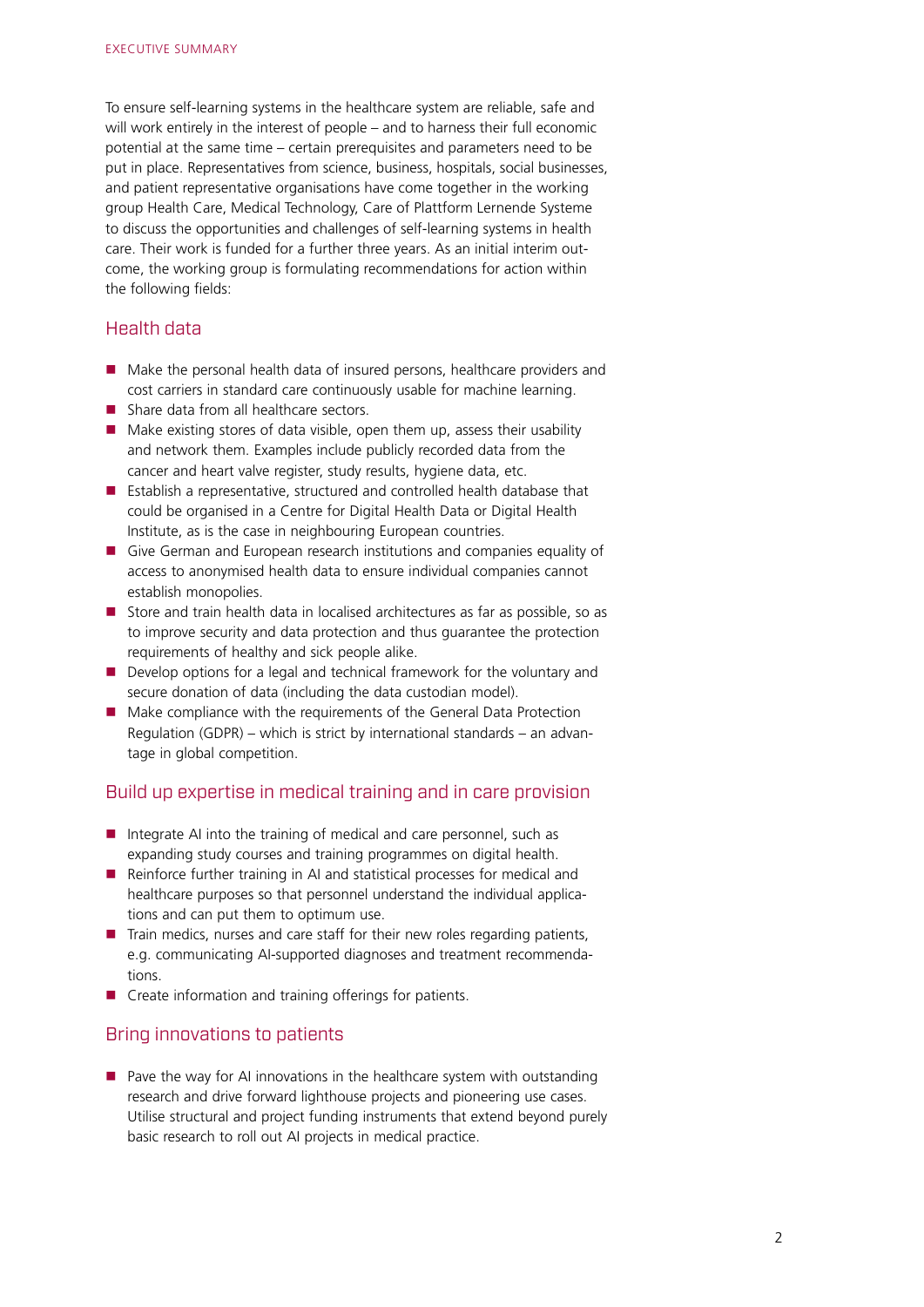To ensure self-learning systems in the healthcare system are reliable, safe and will work entirely in the interest of people – and to harness their full economic potential at the same time – certain prerequisites and parameters need to be put in place. Representatives from science, business, hospitals, social businesses, and patient representative organisations have come together in the working group Health Care, Medical Technology, Care of Plattform Lernende Systeme to discuss the opportunities and challenges of self-learning systems in health care. Their work is funded for a further three years. As an initial interim outcome, the working group is formulating recommendations for action within the following fields:

## Health data

- Make the personal health data of insured persons, healthcare providers and cost carriers in standard care continuously usable for machine learning.
- Share data from all healthcare sectors.
- Make existing stores of data visible, open them up, assess their usability and network them. Examples include publicly recorded data from the cancer and heart valve register, study results, hygiene data, etc.
- Establish a representative, structured and controlled health database that could be organised in a Centre for Digital Health Data or Digital Health Institute, as is the case in neighbouring European countries.
- Give German and European research institutions and companies equality of access to anonymised health data to ensure individual companies cannot establish monopolies.
- Store and train health data in localised architectures as far as possible, so as to improve security and data protection and thus guarantee the protection requirements of healthy and sick people alike.
- Develop options for a legal and technical framework for the voluntary and secure donation of data (including the data custodian model).
- Make compliance with the requirements of the General Data Protection Regulation (GDPR) – which is strict by international standards – an advantage in global competition.

## Build up expertise in medical training and in care provision

- Integrate AI into the training of medical and care personnel, such as expanding study courses and training programmes on digital health.
- Reinforce further training in AI and statistical processes for medical and healthcare purposes so that personnel understand the individual applications and can put them to optimum use.
- Train medics, nurses and care staff for their new roles regarding patients, e.g. communicating AI-supported diagnoses and treatment recommendations.
- Create information and training offerings for patients.

## Bring innovations to patients

- Pave the way for AI innovations in the healthcare system with outstanding research and drive forward lighthouse projects and pioneering use cases. Utilise structural and project funding instruments that extend beyond purely basic research to roll out AI projects in medical practice.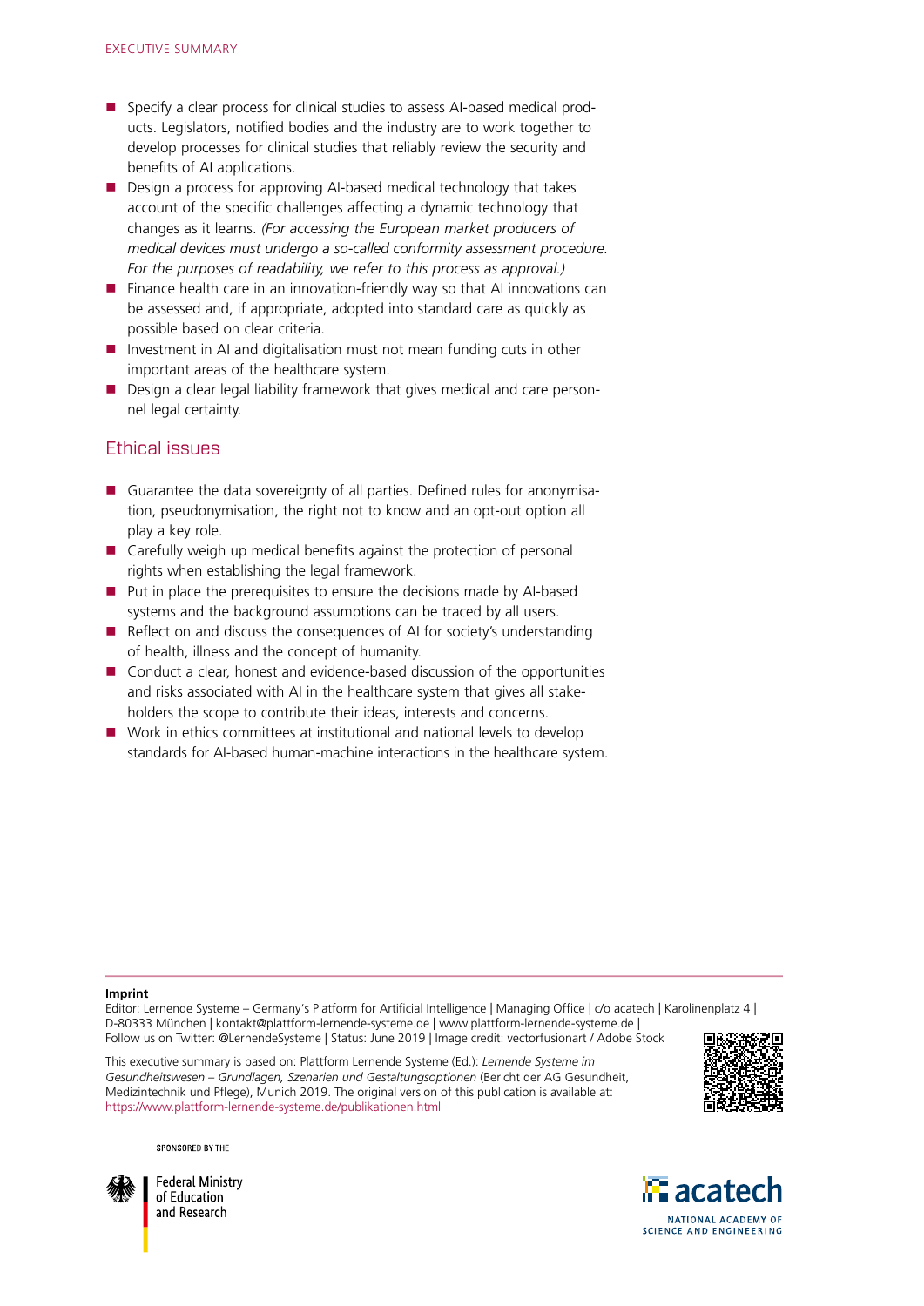- Specify a clear process for clinical studies to assess AI-based medical products. Legislators, notified bodies and the industry are to work together to develop processes for clinical studies that reliably review the security and benefits of AI applications.
- Design a process for approving AI-based medical technology that takes account of the specific challenges affecting a dynamic technology that changes as it learns. *(For accessing the European market producers of medical devices must undergo a so-called conformity assessment procedure. For the purposes of readability, we refer to this process as approval.)*
- Finance health care in an innovation-friendly way so that AI innovations can be assessed and, if appropriate, adopted into standard care as quickly as possible based on clear criteria.
- Investment in AI and digitalisation must not mean funding cuts in other important areas of the healthcare system.
- Design a clear legal liability framework that gives medical and care personnel legal certainty.

## Ethical issues

- Guarantee the data sovereignty of all parties. Defined rules for anonymisation, pseudonymisation, the right not to know and an opt-out option all play a key role.
- Carefully weigh up medical benefits against the protection of personal rights when establishing the legal framework.
- Put in place the prerequisites to ensure the decisions made by AI-based systems and the background assumptions can be traced by all users.
- Reflect on and discuss the consequences of AI for society's understanding of health, illness and the concept of humanity.
- Conduct a clear, honest and evidence-based discussion of the opportunities and risks associated with AI in the healthcare system that gives all stakeholders the scope to contribute their ideas, interests and concerns.
- Work in ethics committees at institutional and national levels to develop standards for AI-based human-machine interactions in the healthcare system.

---

**Imprint**

Editor: Lernende Systeme – Germany's Platform for Artificial Intelligence | Managing Office | c/o acatech | Karolinenplatz 4 | D-80333 München | kontakt@plattform-lernende-systeme.de | www.plattform-lernende-systeme.de | Follow us on Twitter: @LernendeSysteme | Status: June 2019 | Image credit: vectorfusionart / Adobe Stock

This executive summary is based on: Plattform Lernende Systeme (Ed.): *Lernende Systeme im Gesundheitswesen – Grundlagen, Szenarien und Gestaltungsoptionen* (Bericht der AG Gesundheit, Medizintechnik und Pflege), Munich 2019. The original version of this publication is available at: https://www.plattform-lernende-systeme.de/publikationen.html

SPONSORED BY THE

Federal Ministry of Education and Research

acatech

NATIONAL ACADEMY OF SCIENCE AND ENGINEERING